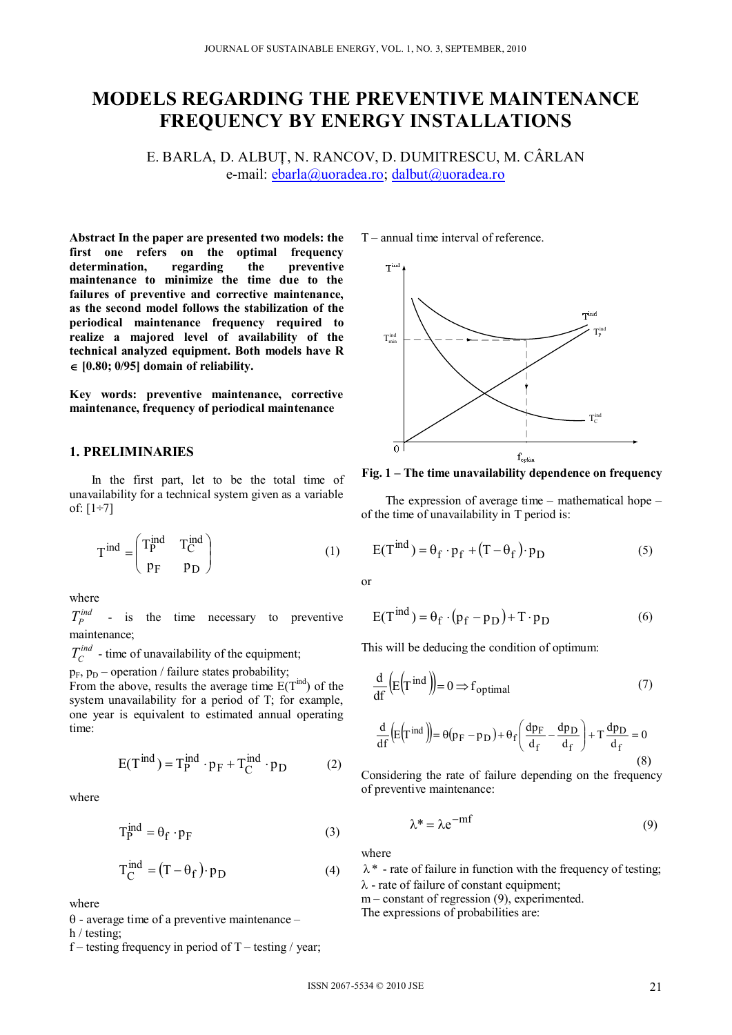# MODELS REGARDING THE PREVENTIVE MAINTENANCE FREQUENCY BY ENERGY INSTALLATIONS

E. BARLA, D. ALBUȚ, N. RANCOV, D. DUMITRESCU, M. CÂRLAN
e-mail: ebarla@uoradea.ro; dalbut@uoradea.ro

**Abstract In the paper are presented two models: the first one refers on the optimal frequency determination, regarding the preventive maintenance to minimize the time due to the failures of preventive and corrective maintenance, as the second model follows the stabilization of the periodical maintenance frequency required to realize a majored level of availability of the technical analyzed equipment. Both models have R ∈ [0.80; 0/95] domain of reliability.**

**Key words: preventive maintenance, corrective maintenance, frequency of periodical maintenance**

## 1. PRELIMINARIES

In the first part, let to be the total time of unavailability for a technical system given as a variable of: [1÷7]

$$T^{\text{ind}} = \begin{pmatrix} T_P^{\text{ind}} & T_C^{\text{ind}} \\ p_F & p_D \end{pmatrix} \tag{1}$$

where

$T_P^{ind}$ - is the time necessary to preventive maintenance;

$T_C^{ind}$ - time of unavailability of the equipment;

$p_F$, $p_D$ – operation / failure states probability;

From the above, results the average time $E(T^{ind})$ of the system unavailability for a period of T; for example, one year is equivalent to estimated annual operating time:

$$E(T^{\text{ind}}) = T_P^{\text{ind}} \cdot p_F + T_C^{\text{ind}} \cdot p_D \tag{2}$$

where

$$T_P^{\text{ind}} = \theta_f \cdot p_F \tag{3}$$

$$T_C^{\text{ind}} = (T - \theta_f) \cdot p_D \tag{4}$$

where

θ - average time of a preventive maintenance – h / testing;

f – testing frequency in period of T – testing / year;

T – annual time interval of reference.

**Fig. 1 – The time unavailability dependence on frequency**

The expression of average time – mathematical hope – of the time of unavailability in T period is:

$$E(T^{\text{ind}}) = \theta_f \cdot p_f + (T - \theta_f) \cdot p_D \tag{5}$$

or

$$E(T^{\text{ind}}) = \theta_f \cdot (p_f - p_D) + T \cdot p_D \tag{6}$$

This will be deducing the condition of optimum:

$$\frac{d}{df}\left(E\left(T^{\text{ind}}\right)\right) = 0 \Rightarrow f_{\text{optimal}} \tag{7}$$

$$\frac{d}{df}\left(E\left(T^{\text{ind}}\right)\right) = \theta(p_F - p_D) + \theta_f\left(\frac{dp_F}{d_f} - \frac{dp_D}{d_f}\right) + T\frac{dp_D}{d_f} = 0 \tag{8}$$

Considering the rate of failure depending on the frequency of preventive maintenance:

$$\lambda^* = \lambda e^{-mf} \tag{9}$$

where

$\lambda^*$ - rate of failure in function with the frequency of testing;

$\lambda$ - rate of failure of constant equipment;

m – constant of regression (9), experimented.

The expressions of probabilities are: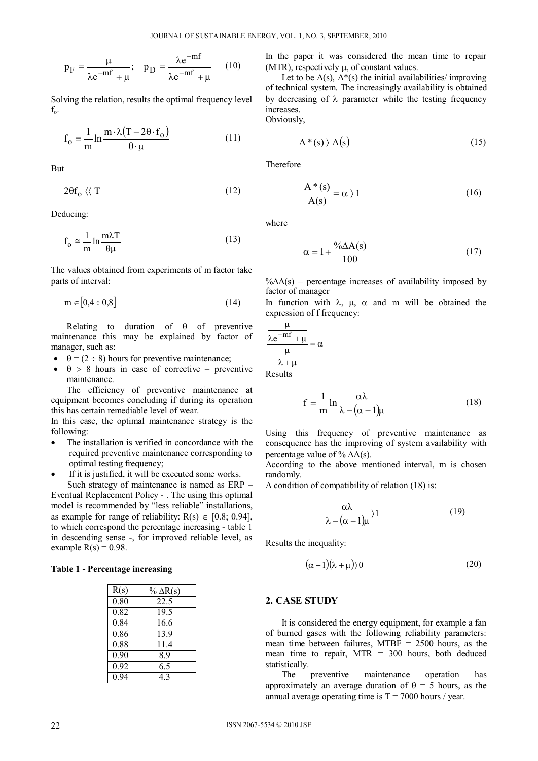$$p_F = \frac{\mu}{\lambda e^{-mf} + \mu}; \quad p_D = \frac{\lambda e^{-mf}}{\lambda e^{-mf} + \mu} \qquad (10)$$

Solving the relation, results the optimal frequency level $f_o$.

$$f_o = \frac{1}{m} \ln \frac{m \cdot \lambda (T - 2\theta \cdot f_o)}{\theta \cdot \mu} \qquad (11)$$

But

$$2\theta f_o \langle\langle T \qquad (12)$$

Deducing:

$$f_o \cong \frac{1}{m} \ln \frac{m \lambda T}{\theta \mu} \qquad (13)$$

The values obtained from experiments of m factor take parts of interval:

$$m \in [0{,}4 \div 0{,}8] \qquad (14)$$

Relating to duration of $\theta$ of preventive maintenance this may be explained by factor of manager, such as:

- $\theta = (2 \div 8)$ hours for preventive maintenance;
- $\theta > 8$ hours in case of corrective – preventive maintenance.

The efficiency of preventive maintenance at equipment becomes concluding if during its operation this has certain remediable level of wear.

In this case, the optimal maintenance strategy is the following:

- The installation is verified in concordance with the required preventive maintenance corresponding to optimal testing frequency;
- If it is justified, it will be executed some works.

Such strategy of maintenance is named as ERP – Eventual Replacement Policy - . The using this optimal model is recommended by "less reliable" installations, as example for range of reliability: $R(s) \in [0.8; 0.94]$, to which correspond the percentage increasing - table 1 in descending sense -, for improved reliable level, as example $R(s) = 0.98$.

**Table 1 - Percentage increasing**

| R(s) | % ΔR(s) |
|---|---|
| 0.80 | 22.5 |
| 0.82 | 19.5 |
| 0.84 | 16.6 |
| 0.86 | 13.9 |
| 0.88 | 11.4 |
| 0.90 | 8.9 |
| 0.92 | 6.5 |
| 0.94 | 4.3 |

In the paper it was considered the mean time to repair (MTR), respectively $\mu$, of constant values.

Let to be $A(s)$, $A^*(s)$ the initial availabilities/ improving of technical system. The increasingly availability is obtained by decreasing of $\lambda$ parameter while the testing frequency increases.

Obviously,

$$A^*(s) \rangle A(s) \qquad (15)$$

Therefore

$$\frac{A^*(s)}{A(s)} = \alpha \rangle 1 \qquad (16)$$

where

$$\alpha = 1 + \frac{\%\Delta A(s)}{100} \qquad (17)$$

$\%\Delta A(s)$ – percentage increases of availability imposed by factor of manager

In function with $\lambda$, $\mu$, $\alpha$ and m will be obtained the expression of f frequency:

$$\frac{\frac{\mu}{\lambda e^{-mf} + \mu}}{\frac{\mu}{\lambda + \mu}} = \alpha$$

Results

$$f = \frac{1}{m} \ln \frac{\alpha \lambda}{\lambda - (\alpha - 1)\mu} \qquad (18)$$

Using this frequency of preventive maintenance as consequence has the improving of system availability with percentage value of $\% \Delta A(s)$.

According to the above mentioned interval, m is chosen randomly.

A condition of compatibility of relation (18) is:

$$\frac{\alpha \lambda}{\lambda - (\alpha - 1)\mu} \rangle 1 \qquad (19)$$

Results the inequality:

$$(\alpha - 1)(\lambda + \mu) \rangle 0 \qquad (20)$$

## 2. CASE STUDY

It is considered the energy equipment, for example a fan of burned gases with the following reliability parameters: mean time between failures, MTBF = 2500 hours, as the mean time to repair, MTR = 300 hours, both deduced statistically.

The preventive maintenance operation has approximately an average duration of $\theta = 5$ hours, as the annual average operating time is T = 7000 hours / year.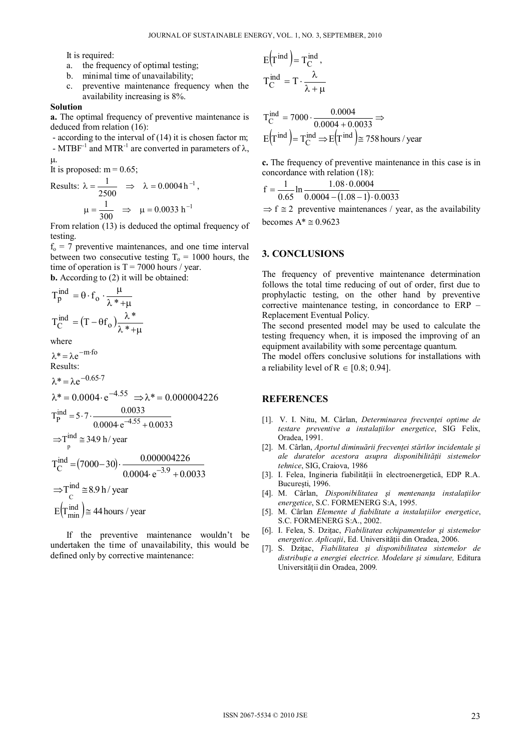It is required:

a. the frequency of optimal testing;
b. minimal time of unavailability;
c. preventive maintenance frequency when the availability increasing is 8%.

**Solution**

**a.** The optimal frequency of preventive maintenance is deduced from relation (16):

- according to the interval of (14) it is chosen factor m;
- $MTBF^{-1}$ and $MTR^{-1}$ are converted in parameters of $\lambda$, $\mu$.

It is proposed: $m = 0.65$;

Results: $\lambda = \dfrac{1}{2500} \Rightarrow \lambda = 0.0004\,h^{-1}$,

$$\mu = \frac{1}{300} \Rightarrow \mu = 0.0033\ h^{-1}$$

From relation (13) is deduced the optimal frequency of testing.

$f_o = 7$ preventive maintenances, and one time interval between two consecutive testing $T_o = 1000$ hours, the time of operation is $T = 7000$ hours / year.

**b.** According to (2) it will be obtained:

$$T_P^{ind} = \theta \cdot f_o \cdot \frac{\mu}{\lambda^* + \mu}$$

$$T_C^{ind} = (T - \theta f_o)\frac{\lambda^*}{\lambda^* + \mu}$$

where

$$\lambda^* = \lambda e^{-m \cdot fo}$$

Results:

$$\lambda^* = \lambda e^{-0.65 \cdot 7}$$

$$\lambda^* = 0.0004 \cdot e^{-4.55} \Rightarrow \lambda^* = 0.000004226$$

$$T_P^{ind} = 5 \cdot 7 \cdot \frac{0.0033}{0.0004 \cdot e^{-4.55} + 0.0033}$$

$$\Rightarrow T_p^{ind} \cong 34.9\ h/\text{year}$$

$$T_C^{ind} = (7000 - 30) \cdot \frac{0.000004226}{0.0004 \cdot e^{-3.9} + 0.0033}$$

$$\Rightarrow T_C^{ind} \cong 8.9\ h/\text{year}$$

$$E\left(T_{min}^{ind}\right) \cong 44\ \text{hours / year}$$

If the preventive maintenance wouldn't be undertaken the time of unavailability, this would be defined only by corrective maintenance:

$$E\left(T^{ind}\right) = T_C^{ind},$$

$$T_C^{ind} = T \cdot \frac{\lambda}{\lambda + \mu}$$

$$T_C^{ind} = 7000 \cdot \frac{0.0004}{0.0004 + 0.0033} \Rightarrow$$

$$E\left(T^{ind}\right) = T_C^{ind} \Rightarrow E\left(T^{ind}\right) \cong 758\ \text{hours / year}$$

**c.** The frequency of preventive maintenance in this case is in concordance with relation (18):

$$f = \frac{1}{0.65} \ln \frac{1.08 \cdot 0.0004}{0.0004 - (1.08 - 1) \cdot 0.0033}$$

$\Rightarrow f \cong 2$ preventive maintenances / year, as the availability becomes $A^* \cong 0.9623$

## 3. CONCLUSIONS

The frequency of preventive maintenance determination follows the total time reducing of out of order, first due to prophylactic testing, on the other hand by preventive corrective maintenance testing, in concordance to ERP – Replacement Eventual Policy.

The second presented model may be used to calculate the testing frequency when, it is imposed the improving of an equipment availability with some percentage quantum.

The model offers conclusive solutions for installations with a reliability level of $R \in [0.8; 0.94]$.

## REFERENCES

[1]. V. I. Nitu, M. Cârlan, *Determinarea frecvenței optime de testare preventive a instalațiilor energetice*, SIG Felix, Oradea, 1991.

[2]. M. Cârlan, *Aportul diminuării frecvenței stărilor incidentale și ale duratelor acestora asupra disponibilității sistemelor tehnice*, SIG, Craiova, 1986

[3]. I. Felea, Ingineria fiabilității în electroenergetică, EDP R.A. București, 1996.

[4]. M. Cârlan, *Disponibilitatea și mentenanța instalațiilor energetice*, S.C. FORMENERG S:A, 1995.

[5]. M. Cârlan *Elemente d fiabilitate a instalațiilor energetice*, S.C. FORMENERG S:A., 2002.

[6]. I. Felea, S. Dzițac, *Fiabilitatea echipamentelor și sistemelor energetice. Aplicații*, Ed. Universității din Oradea, 2006.

[7]. S. Dzițac, *Fiabilitatea și disponibilitatea sistemelor de distribuție a energiei electrice. Modelare și simulare,* Editura Universității din Oradea, 2009.